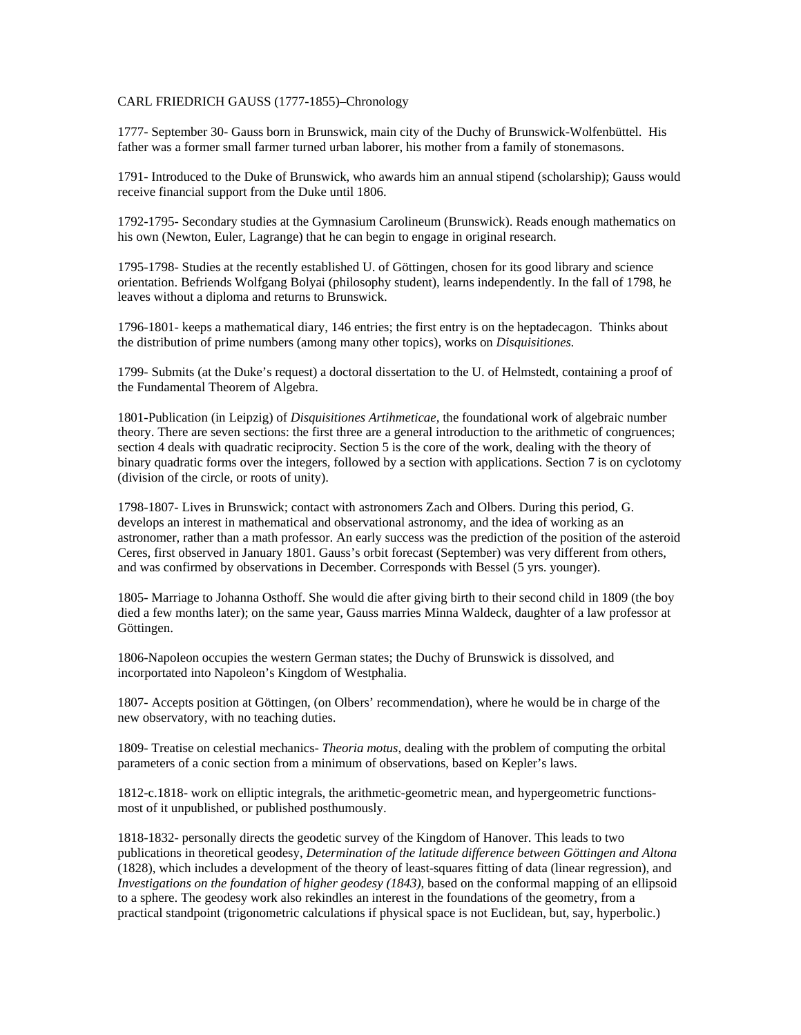CARL FRIEDRICH GAUSS (1777-1855)–Chronology

1777- September 30- Gauss born in Brunswick, main city of the Duchy of Brunswick-Wolfenbüttel. His father was a former small farmer turned urban laborer, his mother from a family of stonemasons.

1791- Introduced to the Duke of Brunswick, who awards him an annual stipend (scholarship); Gauss would receive financial support from the Duke until 1806.

1792-1795- Secondary studies at the Gymnasium Carolineum (Brunswick). Reads enough mathematics on his own (Newton, Euler, Lagrange) that he can begin to engage in original research.

1795-1798- Studies at the recently established U. of Göttingen, chosen for its good library and science orientation. Befriends Wolfgang Bolyai (philosophy student), learns independently. In the fall of 1798, he leaves without a diploma and returns to Brunswick.

1796-1801- keeps a mathematical diary, 146 entries; the first entry is on the heptadecagon. Thinks about the distribution of prime numbers (among many other topics), works on *Disquisitiones.*

1799- Submits (at the Duke's request) a doctoral dissertation to the U. of Helmstedt, containing a proof of the Fundamental Theorem of Algebra.

1801-Publication (in Leipzig) of *Disquisitiones Artihmeticae,* the foundational work of algebraic number theory. There are seven sections: the first three are a general introduction to the arithmetic of congruences; section 4 deals with quadratic reciprocity. Section 5 is the core of the work, dealing with the theory of binary quadratic forms over the integers, followed by a section with applications. Section 7 is on cyclotomy (division of the circle, or roots of unity).

1798-1807- Lives in Brunswick; contact with astronomers Zach and Olbers. During this period, G. develops an interest in mathematical and observational astronomy, and the idea of working as an astronomer, rather than a math professor. An early success was the prediction of the position of the asteroid Ceres, first observed in January 1801. Gauss's orbit forecast (September) was very different from others, and was confirmed by observations in December. Corresponds with Bessel (5 yrs. younger).

1805- Marriage to Johanna Osthoff. She would die after giving birth to their second child in 1809 (the boy died a few months later); on the same year, Gauss marries Minna Waldeck, daughter of a law professor at Göttingen.

1806-Napoleon occupies the western German states; the Duchy of Brunswick is dissolved, and incorportated into Napoleon's Kingdom of Westphalia.

1807- Accepts position at Göttingen, (on Olbers' recommendation), where he would be in charge of the new observatory, with no teaching duties.

1809- Treatise on celestial mechanics- *Theoria motus*, dealing with the problem of computing the orbital parameters of a conic section from a minimum of observations, based on Kepler's laws.

1812-c.1818- work on elliptic integrals, the arithmetic-geometric mean, and hypergeometric functions- most of it unpublished, or published posthumously.

1818-1832- personally directs the geodetic survey of the Kingdom of Hanover. This leads to two publications in theoretical geodesy, *Determination of the latitude difference between Göttingen and Altona* (1828), which includes a development of the theory of least-squares fitting of data (linear regression), and *Investigations on the foundation of higher geodesy (1843)*, based on the conformal mapping of an ellipsoid to a sphere. The geodesy work also rekindles an interest in the foundations of the geometry, from a practical standpoint (trigonometric calculations if physical space is not Euclidean, but, say, hyperbolic.)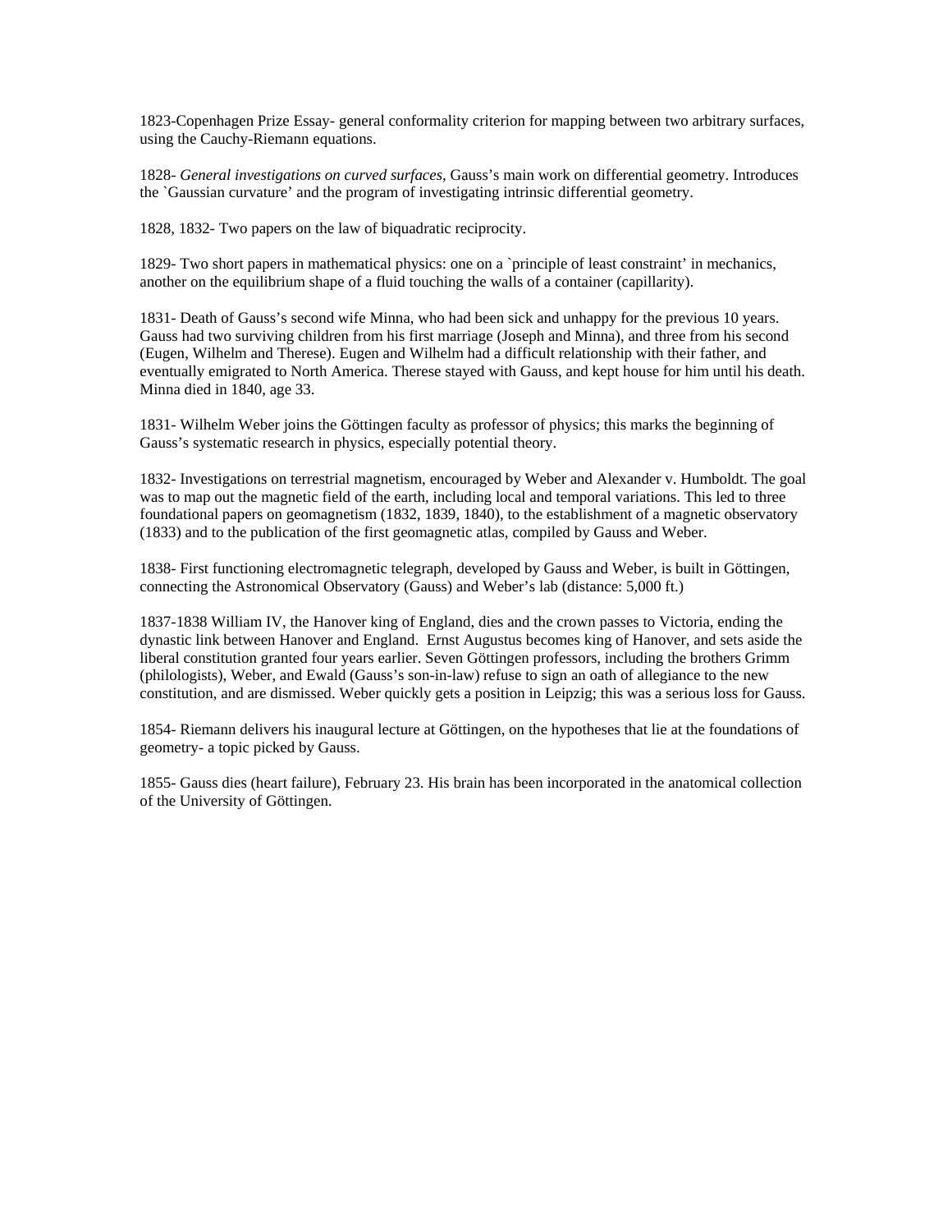1823-Copenhagen Prize Essay- general conformality criterion for mapping between two arbitrary surfaces, using the Cauchy-Riemann equations.

1828- *General investigations on curved surfaces*, Gauss's main work on differential geometry. Introduces the `Gaussian curvature' and the program of investigating intrinsic differential geometry.

1828, 1832- Two papers on the law of biquadratic reciprocity.

1829- Two short papers in mathematical physics: one on a `principle of least constraint' in mechanics, another on the equilibrium shape of a fluid touching the walls of a container (capillarity).

1831- Death of Gauss's second wife Minna, who had been sick and unhappy for the previous 10 years. Gauss had two surviving children from his first marriage (Joseph and Minna), and three from his second (Eugen, Wilhelm and Therese). Eugen and Wilhelm had a difficult relationship with their father, and eventually emigrated to North America. Therese stayed with Gauss, and kept house for him until his death. Minna died in 1840, age 33.

1831- Wilhelm Weber joins the Göttingen faculty as professor of physics; this marks the beginning of Gauss's systematic research in physics, especially potential theory.

1832- Investigations on terrestrial magnetism, encouraged by Weber and Alexander v. Humboldt. The goal was to map out the magnetic field of the earth, including local and temporal variations. This led to three foundational papers on geomagnetism (1832, 1839, 1840), to the establishment of a magnetic observatory (1833) and to the publication of the first geomagnetic atlas, compiled by Gauss and Weber.

1838- First functioning electromagnetic telegraph, developed by Gauss and Weber, is built in Göttingen, connecting the Astronomical Observatory (Gauss) and Weber's lab (distance: 5,000 ft.)

1837-1838 William IV, the Hanover king of England, dies and the crown passes to Victoria, ending the dynastic link between Hanover and England. Ernst Augustus becomes king of Hanover, and sets aside the liberal constitution granted four years earlier. Seven Göttingen professors, including the brothers Grimm (philologists), Weber, and Ewald (Gauss's son-in-law) refuse to sign an oath of allegiance to the new constitution, and are dismissed. Weber quickly gets a position in Leipzig; this was a serious loss for Gauss.

1854- Riemann delivers his inaugural lecture at Göttingen, on the hypotheses that lie at the foundations of geometry- a topic picked by Gauss.

1855- Gauss dies (heart failure), February 23. His brain has been incorporated in the anatomical collection of the University of Göttingen.